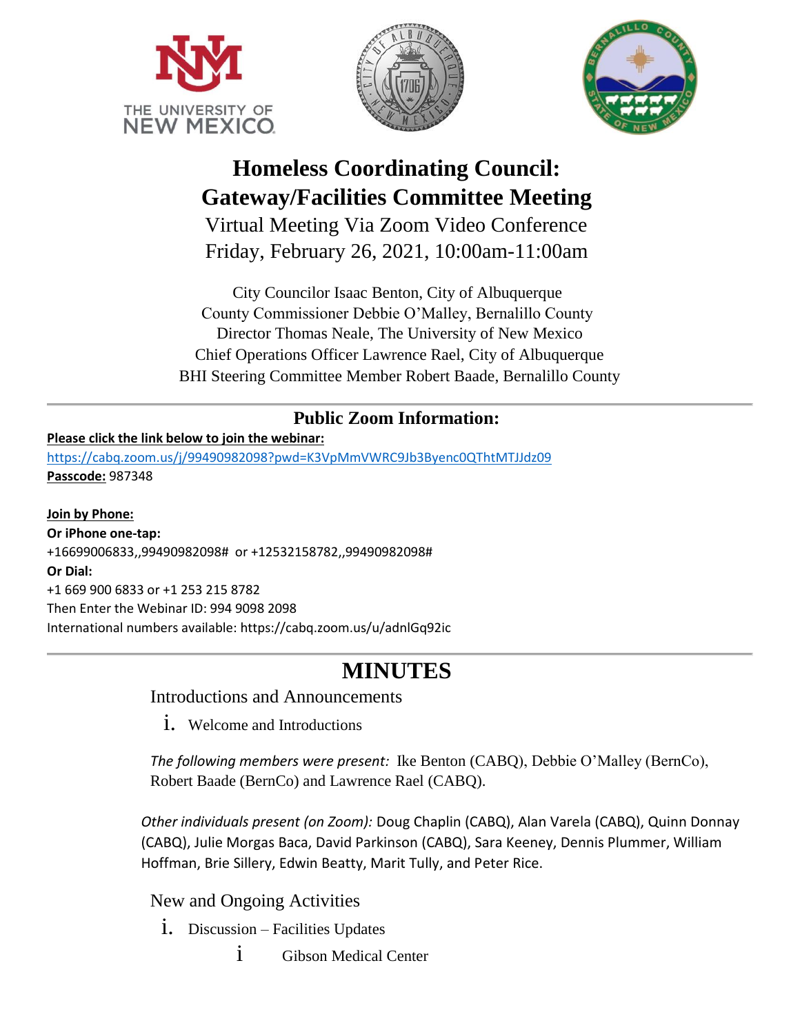# Homeless Coordinating Council: Gateway/Facilities Committee Meeting

Virtual Meeting Via Zoom Video Conference
Friday, February 26, 2021, 10:00am-11:00am

City Councilor Isaac Benton, City of Albuquerque
County Commissioner Debbie O'Malley, Bernalillo County
Director Thomas Neale, The University of New Mexico
Chief Operations Officer Lawrence Rael, City of Albuquerque
BHI Steering Committee Member Robert Baade, Bernalillo County

## Public Zoom Information:

**Please click the link below to join the webinar:**
https://cabq.zoom.us/j/99490982098?pwd=K3VpMmVWRC9Jb3Byenc0QThtMTJJdz09
**Passcode:** 987348

**Join by Phone:**
**Or iPhone one-tap:**
+16699006833,,99490982098# or +12532158782,,99490982098#
**Or Dial:**
+1 669 900 6833 or +1 253 215 8782
Then Enter the Webinar ID: 994 9098 2098
International numbers available: https://cabq.zoom.us/u/adnlGq92ic

# MINUTES

Introductions and Announcements

i. Welcome and Introductions

*The following members were present:* Ike Benton (CABQ), Debbie O'Malley (BernCo), Robert Baade (BernCo) and Lawrence Rael (CABQ).

*Other individuals present (on Zoom):* Doug Chaplin (CABQ), Alan Varela (CABQ), Quinn Donnay (CABQ), Julie Morgas Baca, David Parkinson (CABQ), Sara Keeney, Dennis Plummer, William Hoffman, Brie Sillery, Edwin Beatty, Marit Tully, and Peter Rice.

New and Ongoing Activities

i. Discussion – Facilities Updates

i Gibson Medical Center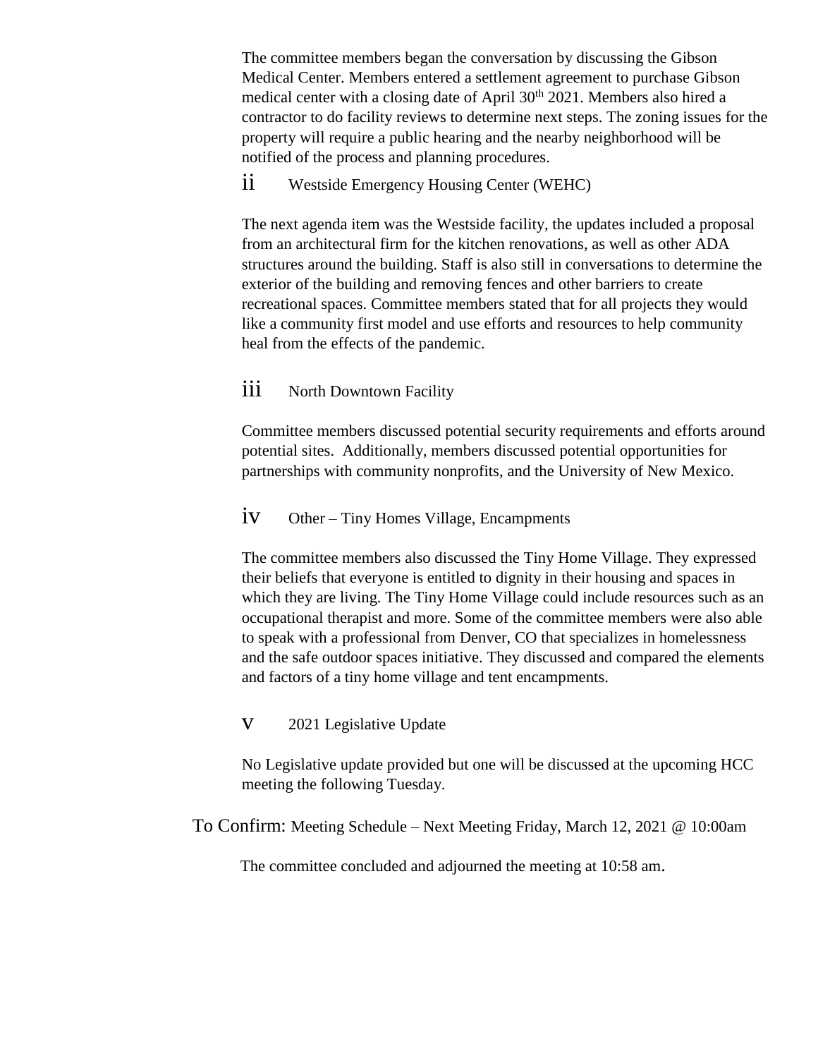The committee members began the conversation by discussing the Gibson Medical Center. Members entered a settlement agreement to purchase Gibson medical center with a closing date of April 30th 2021. Members also hired a contractor to do facility reviews to determine next steps. The zoning issues for the property will require a public hearing and the nearby neighborhood will be notified of the process and planning procedures.

ii Westside Emergency Housing Center (WEHC)

The next agenda item was the Westside facility, the updates included a proposal from an architectural firm for the kitchen renovations, as well as other ADA structures around the building. Staff is also still in conversations to determine the exterior of the building and removing fences and other barriers to create recreational spaces. Committee members stated that for all projects they would like a community first model and use efforts and resources to help community heal from the effects of the pandemic.

iii North Downtown Facility

Committee members discussed potential security requirements and efforts around potential sites. Additionally, members discussed potential opportunities for partnerships with community nonprofits, and the University of New Mexico.

iv Other – Tiny Homes Village, Encampments

The committee members also discussed the Tiny Home Village. They expressed their beliefs that everyone is entitled to dignity in their housing and spaces in which they are living. The Tiny Home Village could include resources such as an occupational therapist and more. Some of the committee members were also able to speak with a professional from Denver, CO that specializes in homelessness and the safe outdoor spaces initiative. They discussed and compared the elements and factors of a tiny home village and tent encampments.

v 2021 Legislative Update

No Legislative update provided but one will be discussed at the upcoming HCC meeting the following Tuesday.

To Confirm: Meeting Schedule – Next Meeting Friday, March 12, 2021 @ 10:00am

The committee concluded and adjourned the meeting at 10:58 am.